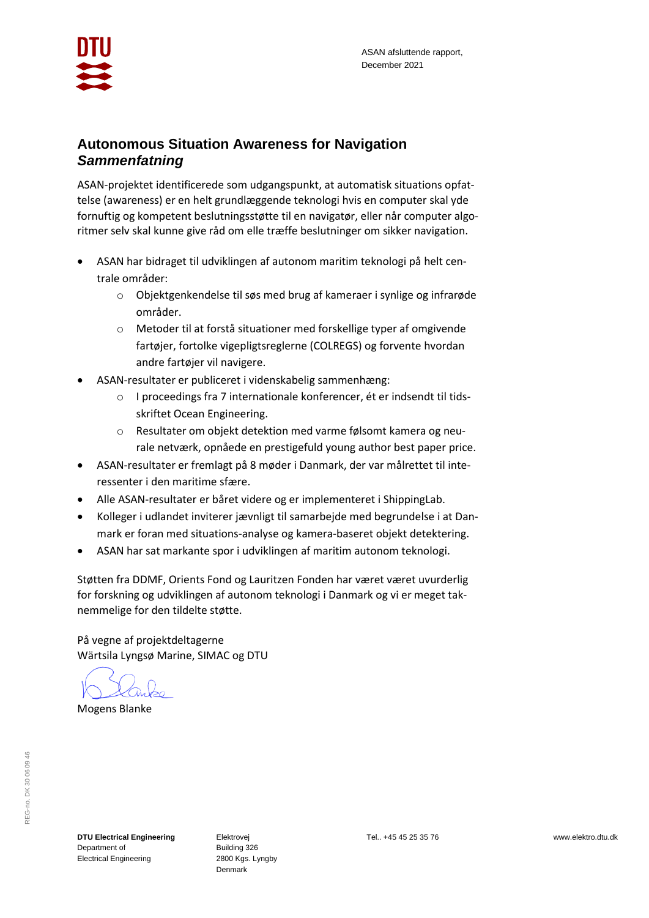ASAN afsluttende rapport,
December 2021

## Autonomous Situation Awareness for Navigation
## *Sammenfatning*

ASAN-projektet identificerede som udgangspunkt, at automatisk situations opfattelse (awareness) er en helt grundlæggende teknologi hvis en computer skal yde fornuftig og kompetent beslutningsstøtte til en navigatør, eller når computer algoritmer selv skal kunne give råd om elle træffe beslutninger om sikker navigation.

- ASAN har bidraget til udviklingen af autonom maritim teknologi på helt centrale områder:
  - Objektgenkendelse til søs med brug af kameraer i synlige og infrarøde områder.
  - Metoder til at forstå situationer med forskellige typer af omgivende fartøjer, fortolke vigepligtsreglerne (COLREGS) og forvente hvordan andre fartøjer vil navigere.
- ASAN-resultater er publiceret i videnskabelig sammenhæng:
  - I proceedings fra 7 internationale konferencer, ét er indsendt til tidsskriftet Ocean Engineering.
  - Resultater om objekt detektion med varme følsomt kamera og neurale netværk, opnåede en prestigefuld young author best paper price.
- ASAN-resultater er fremlagt på 8 møder i Danmark, der var målrettet til interessenter i den maritime sfære.
- Alle ASAN-resultater er båret videre og er implementeret i ShippingLab.
- Kolleger i udlandet inviterer jævnligt til samarbejde med begrundelse i at Danmark er foran med situations-analyse og kamera-baseret objekt detektering.
- ASAN har sat markante spor i udviklingen af maritim autonom teknologi.

Støtten fra DDMF, Orients Fond og Lauritzen Fonden har været været uvurderlig for forskning og udviklingen af autonom teknologi i Danmark og vi er meget taknemmelige for den tildelte støtte.

På vegne af projektdeltagerne
Wärtsila Lyngsø Marine, SIMAC og DTU

Mogens Blanke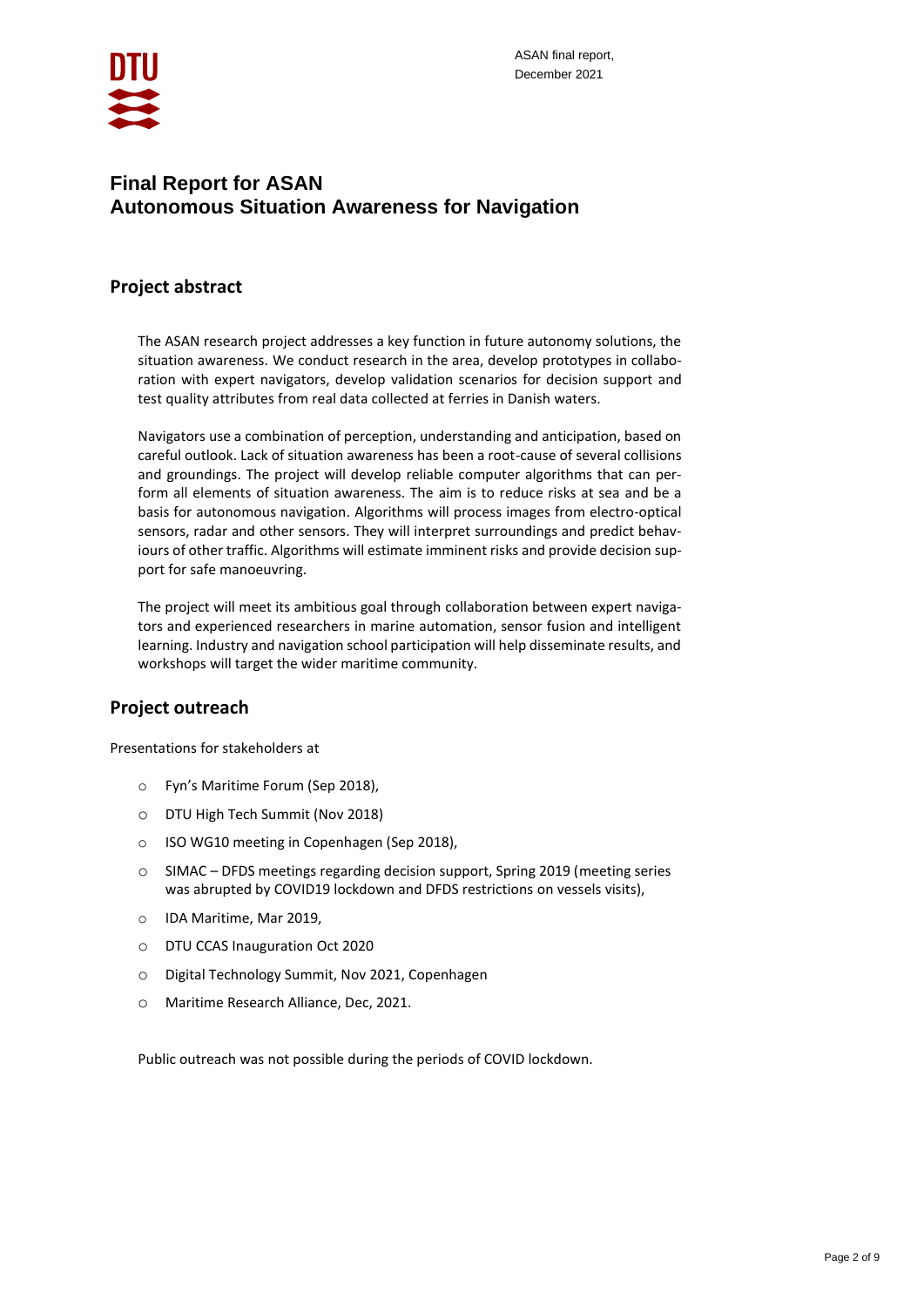# Final Report for ASAN
# Autonomous Situation Awareness for Navigation

## Project abstract

The ASAN research project addresses a key function in future autonomy solutions, the situation awareness. We conduct research in the area, develop prototypes in collaboration with expert navigators, develop validation scenarios for decision support and test quality attributes from real data collected at ferries in Danish waters.

Navigators use a combination of perception, understanding and anticipation, based on careful outlook. Lack of situation awareness has been a root-cause of several collisions and groundings. The project will develop reliable computer algorithms that can perform all elements of situation awareness. The aim is to reduce risks at sea and be a basis for autonomous navigation. Algorithms will process images from electro-optical sensors, radar and other sensors. They will interpret surroundings and predict behaviours of other traffic. Algorithms will estimate imminent risks and provide decision support for safe manoeuvring.

The project will meet its ambitious goal through collaboration between expert navigators and experienced researchers in marine automation, sensor fusion and intelligent learning. Industry and navigation school participation will help disseminate results, and workshops will target the wider maritime community.

## Project outreach

Presentations for stakeholders at

- Fyn's Maritime Forum (Sep 2018),
- DTU High Tech Summit (Nov 2018)
- ISO WG10 meeting in Copenhagen (Sep 2018),
- SIMAC – DFDS meetings regarding decision support, Spring 2019 (meeting series was abrupted by COVID19 lockdown and DFDS restrictions on vessels visits),
- IDA Maritime, Mar 2019,
- DTU CCAS Inauguration Oct 2020
- Digital Technology Summit, Nov 2021, Copenhagen
- Maritime Research Alliance, Dec, 2021.

Public outreach was not possible during the periods of COVID lockdown.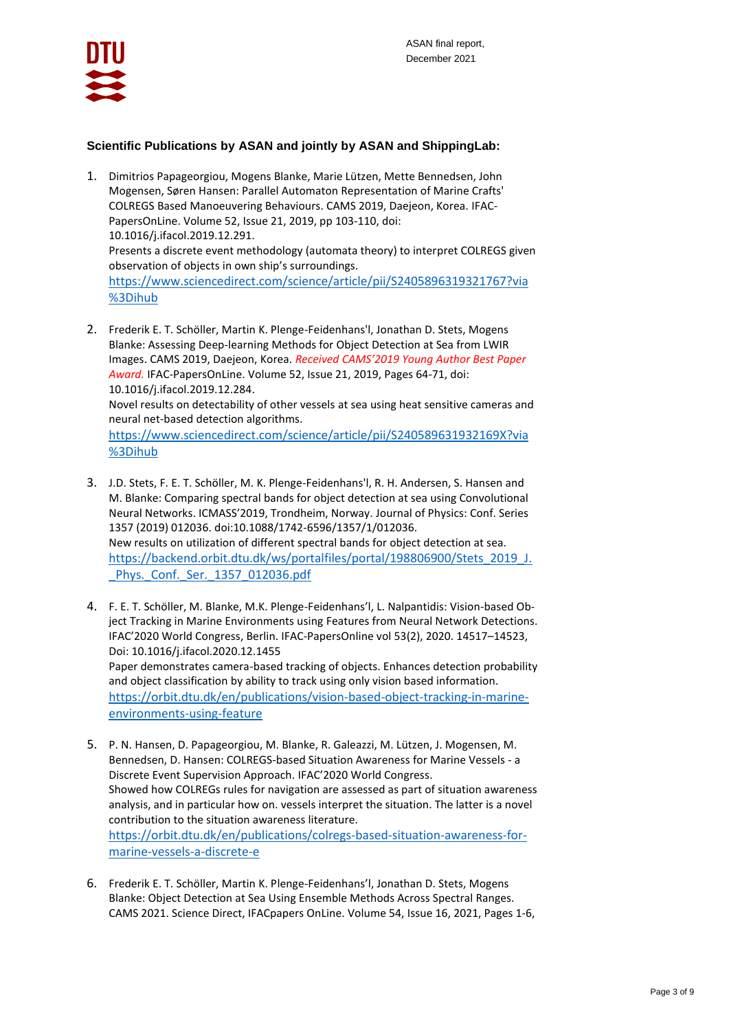### Scientific Publications by ASAN and jointly by ASAN and ShippingLab:

1. Dimitrios Papageorgiou, Mogens Blanke, Marie Lützen, Mette Bennedsen, John Mogensen, Søren Hansen: Parallel Automaton Representation of Marine Crafts' COLREGS Based Manoeuvering Behaviours. CAMS 2019, Daejeon, Korea. IFAC-PapersOnLine. Volume 52, Issue 21, 2019, pp 103-110, doi: 10.1016/j.ifacol.2019.12.291.
   Presents a discrete event methodology (automata theory) to interpret COLREGS given observation of objects in own ship's surroundings.
   https://www.sciencedirect.com/science/article/pii/S2405896319321767?via%3Dihub

2. Frederik E. T. Schöller, Martin K. Plenge-Feidenhans'l, Jonathan D. Stets, Mogens Blanke: Assessing Deep-learning Methods for Object Detection at Sea from LWIR Images. CAMS 2019, Daejeon, Korea. *Received CAMS'2019 Young Author Best Paper Award.* IFAC-PapersOnLine. Volume 52, Issue 21, 2019, Pages 64-71, doi: 10.1016/j.ifacol.2019.12.284.
   Novel results on detectability of other vessels at sea using heat sensitive cameras and neural net-based detection algorithms.
   https://www.sciencedirect.com/science/article/pii/S240589631932169X?via%3Dihub

3. J.D. Stets, F. E. T. Schöller, M. K. Plenge-Feidenhans'l, R. H. Andersen, S. Hansen and M. Blanke: Comparing spectral bands for object detection at sea using Convolutional Neural Networks. ICMASS'2019, Trondheim, Norway. Journal of Physics: Conf. Series 1357 (2019) 012036. doi:10.1088/1742-6596/1357/1/012036.
   New results on utilization of different spectral bands for object detection at sea.
   https://backend.orbit.dtu.dk/ws/portalfiles/portal/198806900/Stets_2019_J._Phys._Conf._Ser._1357_012036.pdf

4. F. E. T. Schöller, M. Blanke, M.K. Plenge-Feidenhans'l, L. Nalpantidis: Vision-based Object Tracking in Marine Environments using Features from Neural Network Detections. IFAC'2020 World Congress, Berlin. IFAC-PapersOnline vol 53(2), 2020. 14517–14523, Doi: 10.1016/j.ifacol.2020.12.1455
   Paper demonstrates camera-based tracking of objects. Enhances detection probability and object classification by ability to track using only vision based information.
   https://orbit.dtu.dk/en/publications/vision-based-object-tracking-in-marine-environments-using-feature

5. P. N. Hansen, D. Papageorgiou, M. Blanke, R. Galeazzi, M. Lützen, J. Mogensen, M. Bennedsen, D. Hansen: COLREGS-based Situation Awareness for Marine Vessels - a Discrete Event Supervision Approach. IFAC'2020 World Congress.
   Showed how COLREGs rules for navigation are assessed as part of situation awareness analysis, and in particular how on. vessels interpret the situation. The latter is a novel contribution to the situation awareness literature.
   https://orbit.dtu.dk/en/publications/colregs-based-situation-awareness-for-marine-vessels-a-discrete-e

6. Frederik E. T. Schöller, Martin K. Plenge-Feidenhans'l, Jonathan D. Stets, Mogens Blanke: Object Detection at Sea Using Ensemble Methods Across Spectral Ranges. CAMS 2021. Science Direct, IFACpapers OnLine. Volume 54, Issue 16, 2021, Pages 1-6,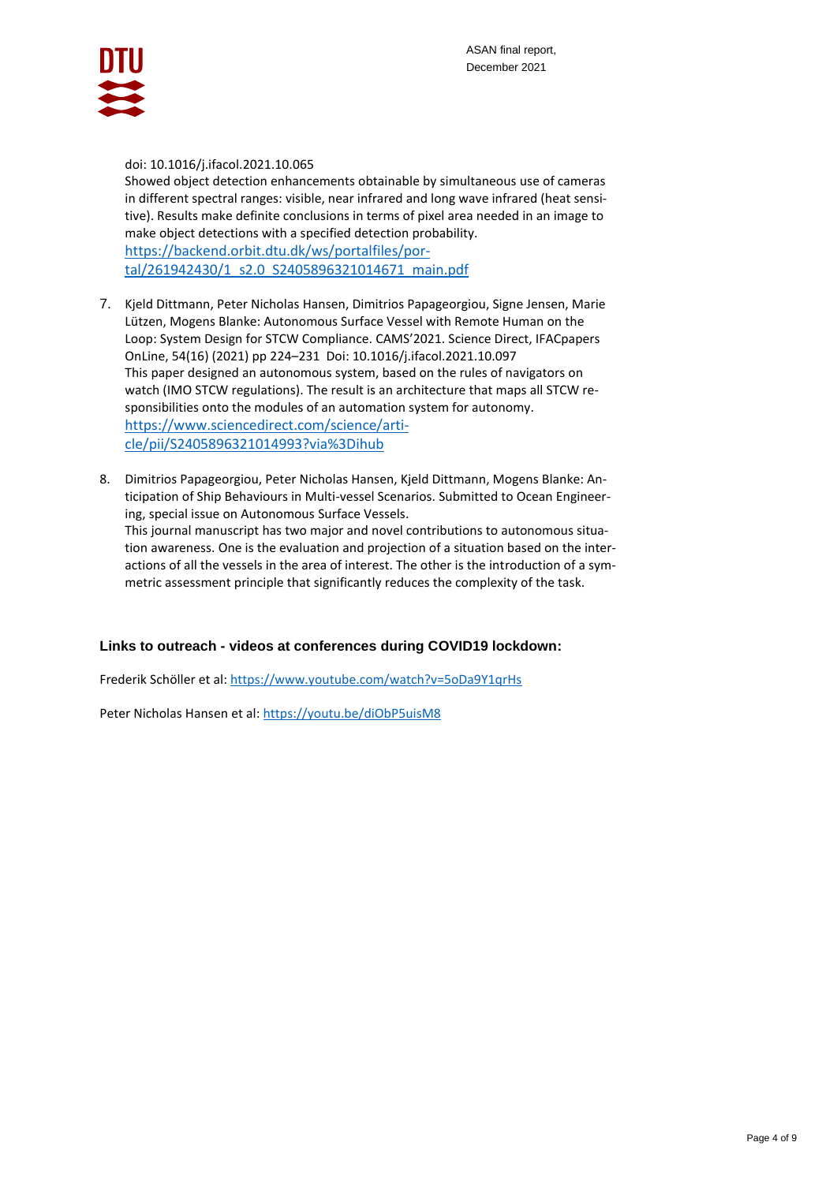doi: 10.1016/j.ifacol.2021.10.065
Showed object detection enhancements obtainable by simultaneous use of cameras in different spectral ranges: visible, near infrared and long wave infrared (heat sensitive). Results make definite conclusions in terms of pixel area needed in an image to make object detections with a specified detection probability.
https://backend.orbit.dtu.dk/ws/portalfiles/portal/261942430/1_s2.0_S2405896321014671_main.pdf

7. Kjeld Dittmann, Peter Nicholas Hansen, Dimitrios Papageorgiou, Signe Jensen, Marie Lützen, Mogens Blanke: Autonomous Surface Vessel with Remote Human on the Loop: System Design for STCW Compliance. CAMS'2021. Science Direct, IFACpapers OnLine, 54(16) (2021) pp 224–231 Doi: 10.1016/j.ifacol.2021.10.097
This paper designed an autonomous system, based on the rules of navigators on watch (IMO STCW regulations). The result is an architecture that maps all STCW responsibilities onto the modules of an automation system for autonomy.
https://www.sciencedirect.com/science/article/pii/S2405896321014993?via%3Dihub

8. Dimitrios Papageorgiou, Peter Nicholas Hansen, Kjeld Dittmann, Mogens Blanke: Anticipation of Ship Behaviours in Multi-vessel Scenarios. Submitted to Ocean Engineering, special issue on Autonomous Surface Vessels.
This journal manuscript has two major and novel contributions to autonomous situation awareness. One is the evaluation and projection of a situation based on the interactions of all the vessels in the area of interest. The other is the introduction of a symmetric assessment principle that significantly reduces the complexity of the task.

### Links to outreach - videos at conferences during COVID19 lockdown:

Frederik Schöller et al: https://www.youtube.com/watch?v=5oDa9Y1qrHs

Peter Nicholas Hansen et al: https://youtu.be/diObP5uisM8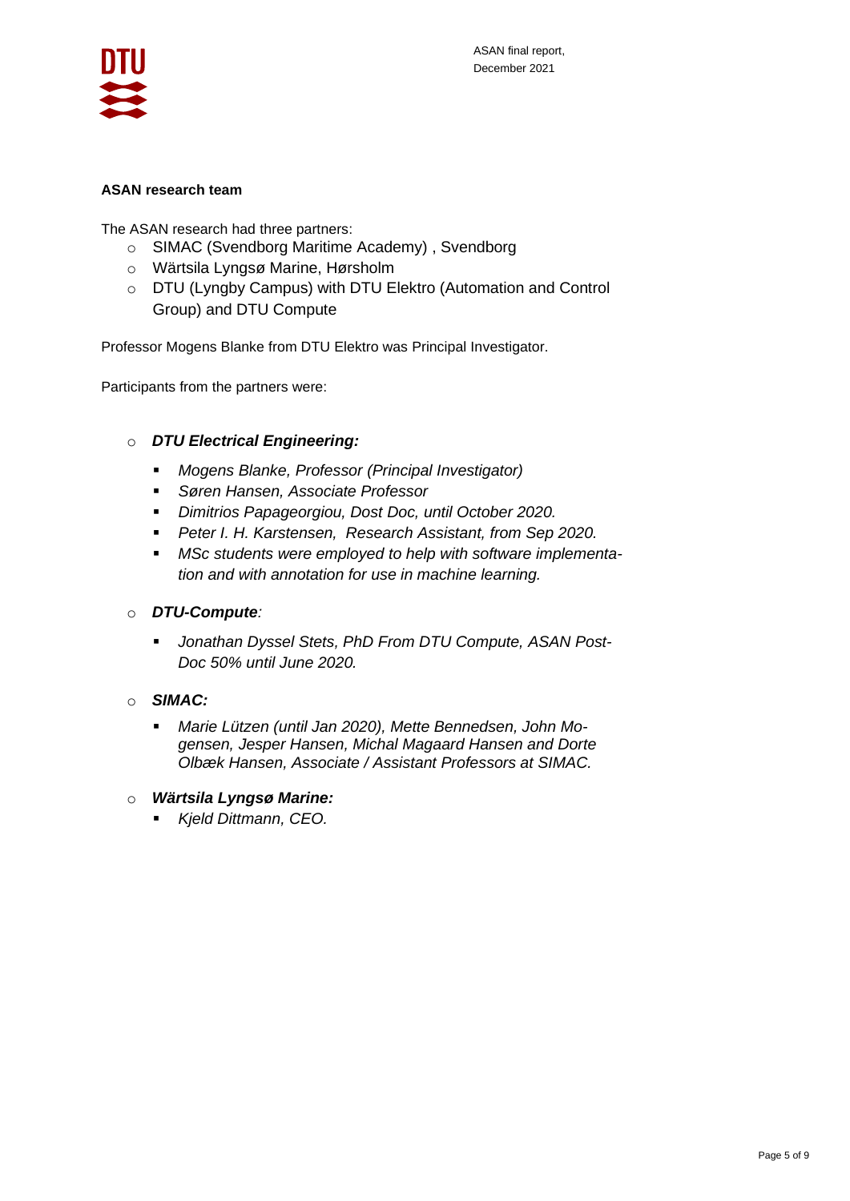**ASAN research team**

The ASAN research had three partners:

- SIMAC (Svendborg Maritime Academy) , Svendborg
- Wärtsila Lyngsø Marine, Hørsholm
- DTU (Lyngby Campus) with DTU Elektro (Automation and Control Group) and DTU Compute

Professor Mogens Blanke from DTU Elektro was Principal Investigator.

Participants from the partners were:

- ***DTU Electrical Engineering:***
  - *Mogens Blanke, Professor (Principal Investigator)*
  - *Søren Hansen, Associate Professor*
  - *Dimitrios Papageorgiou, Dost Doc, until October 2020.*
  - *Peter I. H. Karstensen, Research Assistant, from Sep 2020.*
  - *MSc students were employed to help with software implementation and with annotation for use in machine learning.*
- ***DTU-Compute****:*
  - *Jonathan Dyssel Stets, PhD From DTU Compute, ASAN Post-Doc 50% until June 2020.*
- ***SIMAC:***
  - *Marie Lützen (until Jan 2020), Mette Bennedsen, John Mogensen, Jesper Hansen, Michal Magaard Hansen and Dorte Olbæk Hansen, Associate / Assistant Professors at SIMAC.*
- ***Wärtsila Lyngsø Marine:***
  - *Kjeld Dittmann, CEO.*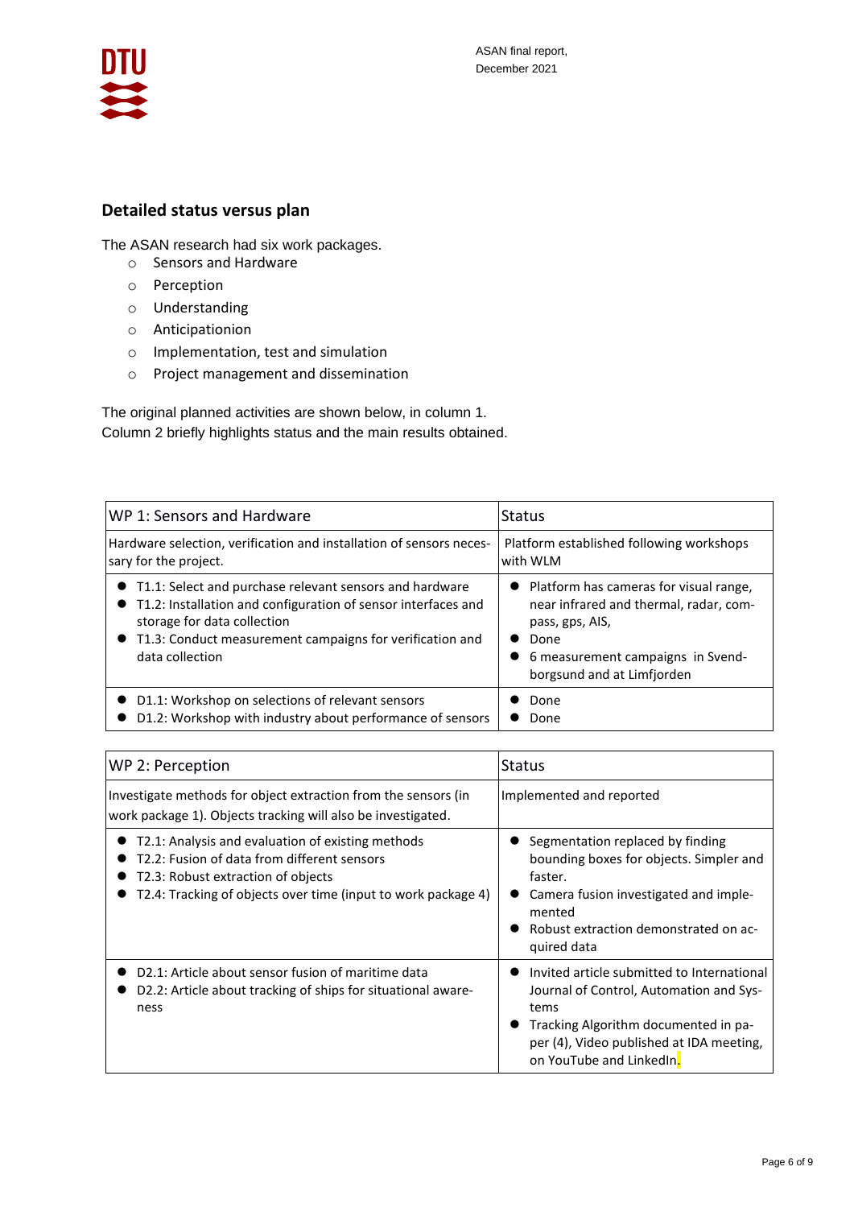## Detailed status versus plan

The ASAN research had six work packages.

- Sensors and Hardware
- Perception
- Understanding
- Anticipationion
- Implementation, test and simulation
- Project management and dissemination

The original planned activities are shown below, in column 1.
Column 2 briefly highlights status and the main results obtained.

| WP 1: Sensors and Hardware | Status |
|---|---|
| Hardware selection, verification and installation of sensors necessary for the project. | Platform established following workshops with WLM |
| • T1.1: Select and purchase relevant sensors and hardware<br>• T1.2: Installation and configuration of sensor interfaces and storage for data collection<br>• T1.3: Conduct measurement campaigns for verification and data collection | • Platform has cameras for visual range, near infrared and thermal, radar, compass, gps, AIS,<br>• Done<br>• 6 measurement campaigns in Svendborgsund and at Limfjorden |
| • D1.1: Workshop on selections of relevant sensors<br>• D1.2: Workshop with industry about performance of sensors | • Done<br>• Done |

| WP 2: Perception | Status |
|---|---|
| Investigate methods for object extraction from the sensors (in work package 1). Objects tracking will also be investigated. | Implemented and reported |
| • T2.1: Analysis and evaluation of existing methods<br>• T2.2: Fusion of data from different sensors<br>• T2.3: Robust extraction of objects<br>• T2.4: Tracking of objects over time (input to work package 4) | • Segmentation replaced by finding bounding boxes for objects. Simpler and faster.<br>• Camera fusion investigated and implemented<br>• Robust extraction demonstrated on acquired data |
| • D2.1: Article about sensor fusion of maritime data<br>• D2.2: Article about tracking of ships for situational awareness | • Invited article submitted to International Journal of Control, Automation and Systems<br>• Tracking Algorithm documented in paper (4), Video published at IDA meeting, on YouTube and LinkedIn. |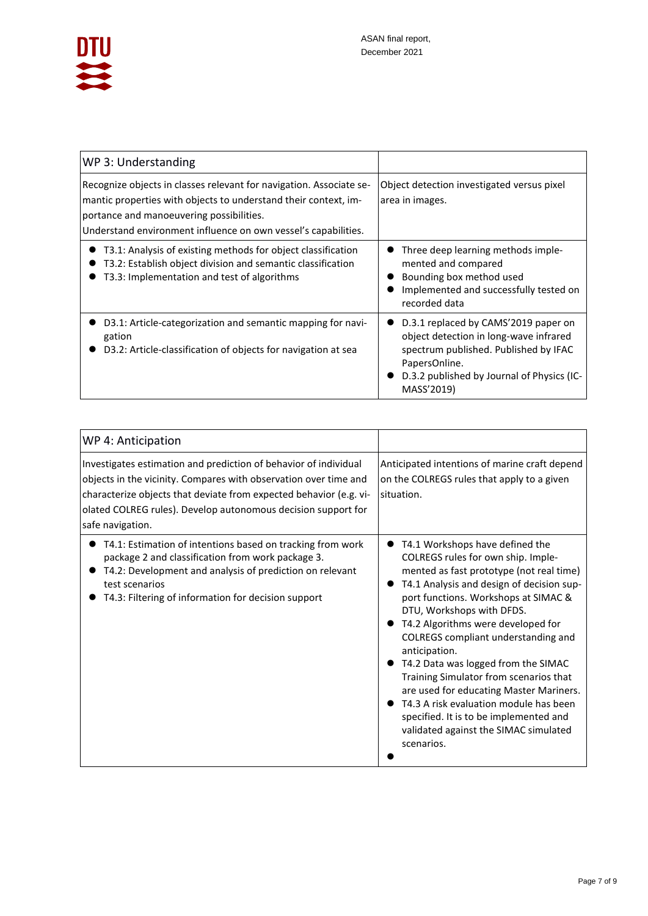| WP 3: Understanding | |
| --- | --- |
| Recognize objects in classes relevant for navigation. Associate semantic properties with objects to understand their context, importance and manoeuvering possibilities.<br>Understand environment influence on own vessel's capabilities. | Object detection investigated versus pixel area in images. |
| • T3.1: Analysis of existing methods for object classification<br>• T3.2: Establish object division and semantic classification<br>• T3.3: Implementation and test of algorithms | • Three deep learning methods implemented and compared<br>• Bounding box method used<br>• Implemented and successfully tested on recorded data |
| • D3.1: Article-categorization and semantic mapping for navigation<br>• D3.2: Article-classification of objects for navigation at sea | • D.3.1 replaced by CAMS'2019 paper on object detection in long-wave infrared spectrum published. Published by IFAC PapersOnline.<br>• D.3.2 published by Journal of Physics (ICMASS'2019) |

| WP 4: Anticipation | |
| --- | --- |
| Investigates estimation and prediction of behavior of individual objects in the vicinity. Compares with observation over time and characterize objects that deviate from expected behavior (e.g. violated COLREG rules). Develop autonomous decision support for safe navigation. | Anticipated intentions of marine craft depend on the COLREGS rules that apply to a given situation. |
| • T4.1: Estimation of intentions based on tracking from work package 2 and classification from work package 3.<br>• T4.2: Development and analysis of prediction on relevant test scenarios<br>• T4.3: Filtering of information for decision support | • T4.1 Workshops have defined the COLREGS rules for own ship. Implemented as fast prototype (not real time)<br>• T4.1 Analysis and design of decision support functions. Workshops at SIMAC & DTU, Workshops with DFDS.<br>• T4.2 Algorithms were developed for COLREGS compliant understanding and anticipation.<br>• T4.2 Data was logged from the SIMAC Training Simulator from scenarios that are used for educating Master Mariners.<br>• T4.3 A risk evaluation module has been specified. It is to be implemented and validated against the SIMAC simulated scenarios.<br>• |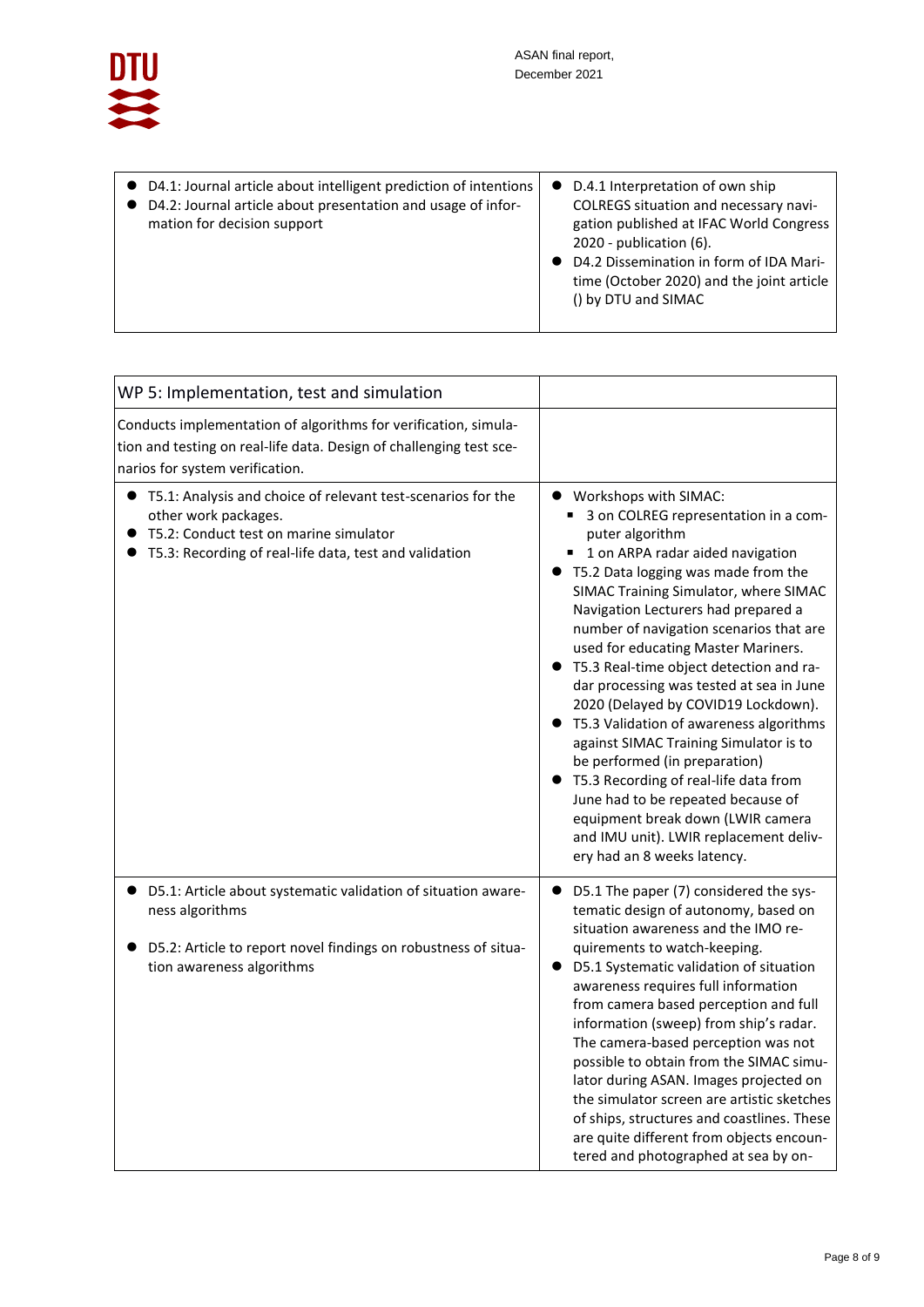| | |
|---|---|
| • D4.1: Journal article about intelligent prediction of intentions<br>• D4.2: Journal article about presentation and usage of information for decision support | • D.4.1 Interpretation of own ship COLREGS situation and necessary navigation published at IFAC World Congress 2020 - publication (6).<br>• D4.2 Dissemination in form of IDA Maritime (October 2020) and the joint article () by DTU and SIMAC |

| WP 5: Implementation, test and simulation | |
|---|---|
| Conducts implementation of algorithms for verification, simulation and testing on real-life data. Design of challenging test scenarios for system verification. | |
| • T5.1: Analysis and choice of relevant test-scenarios for the other work packages.<br>• T5.2: Conduct test on marine simulator<br>• T5.3: Recording of real-life data, test and validation | • Workshops with SIMAC:<br>&nbsp;&nbsp;▪ 3 on COLREG representation in a computer algorithm<br>&nbsp;&nbsp;▪ 1 on ARPA radar aided navigation<br>• T5.2 Data logging was made from the SIMAC Training Simulator, where SIMAC Navigation Lecturers had prepared a number of navigation scenarios that are used for educating Master Mariners.<br>• T5.3 Real-time object detection and radar processing was tested at sea in June 2020 (Delayed by COVID19 Lockdown).<br>• T5.3 Validation of awareness algorithms against SIMAC Training Simulator is to be performed (in preparation)<br>• T5.3 Recording of real-life data from June had to be repeated because of equipment break down (LWIR camera and IMU unit). LWIR replacement delivery had an 8 weeks latency. |
| • D5.1: Article about systematic validation of situation awareness algorithms<br><br>• D5.2: Article to report novel findings on robustness of situation awareness algorithms | • D5.1 The paper (7) considered the systematic design of autonomy, based on situation awareness and the IMO requirements to watch-keeping.<br>• D5.1 Systematic validation of situation awareness requires full information from camera based perception and full information (sweep) from ship's radar. The camera-based perception was not possible to obtain from the SIMAC simulator during ASAN. Images projected on the simulator screen are artistic sketches of ships, structures and coastlines. These are quite different from objects encountered and photographed at sea by on- |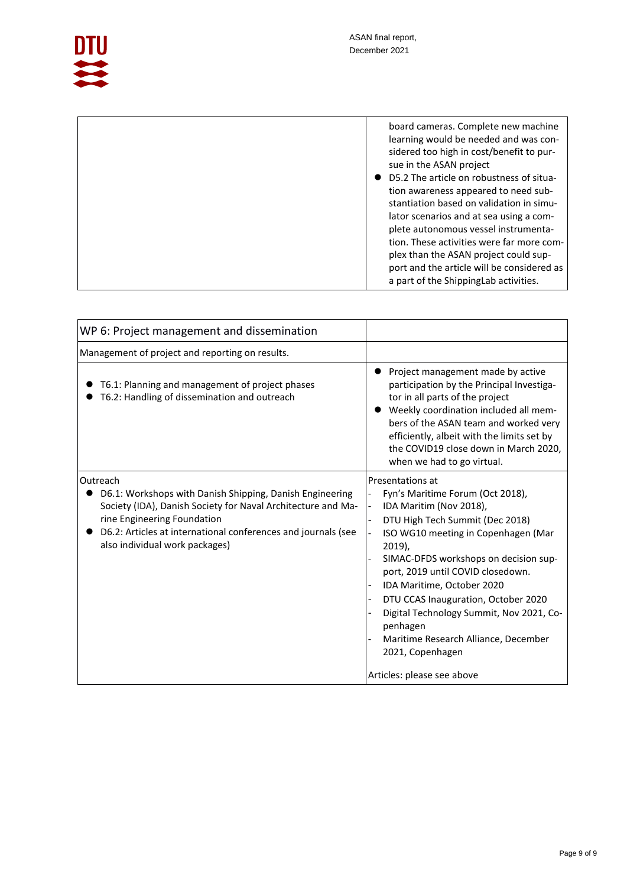| | |
|---|---|
| | board cameras. Complete new machine learning would be needed and was considered too high in cost/benefit to pursue in the ASAN project<br>● D5.2 The article on robustness of situation awareness appeared to need substantiation based on validation in simulator scenarios and at sea using a complete autonomous vessel instrumentation. These activities were far more complex than the ASAN project could support and the article will be considered as a part of the ShippingLab activities. |

| WP 6: Project management and dissemination | |
|---|---|
| Management of project and reporting on results. | |
| ● T6.1: Planning and management of project phases<br>● T6.2: Handling of dissemination and outreach | ● Project management made by active participation by the Principal Investigator in all parts of the project<br>● Weekly coordination included all members of the ASAN team and worked very efficiently, albeit with the limits set by the COVID19 close down in March 2020, when we had to go virtual. |
| Outreach<br>● D6.1: Workshops with Danish Shipping, Danish Engineering Society (IDA), Danish Society for Naval Architecture and Marine Engineering Foundation<br>● D6.2: Articles at international conferences and journals (see also individual work packages) | Presentations at<br>- Fyn's Maritime Forum (Oct 2018),<br>- IDA Maritim (Nov 2018),<br>- DTU High Tech Summit (Dec 2018)<br>- ISO WG10 meeting in Copenhagen (Mar 2019),<br>- SIMAC-DFDS workshops on decision support, 2019 until COVID closedown.<br>- IDA Maritime, October 2020<br>- DTU CCAS Inauguration, October 2020<br>- Digital Technology Summit, Nov 2021, Copenhagen<br>- Maritime Research Alliance, December 2021, Copenhagen<br><br>Articles: please see above |